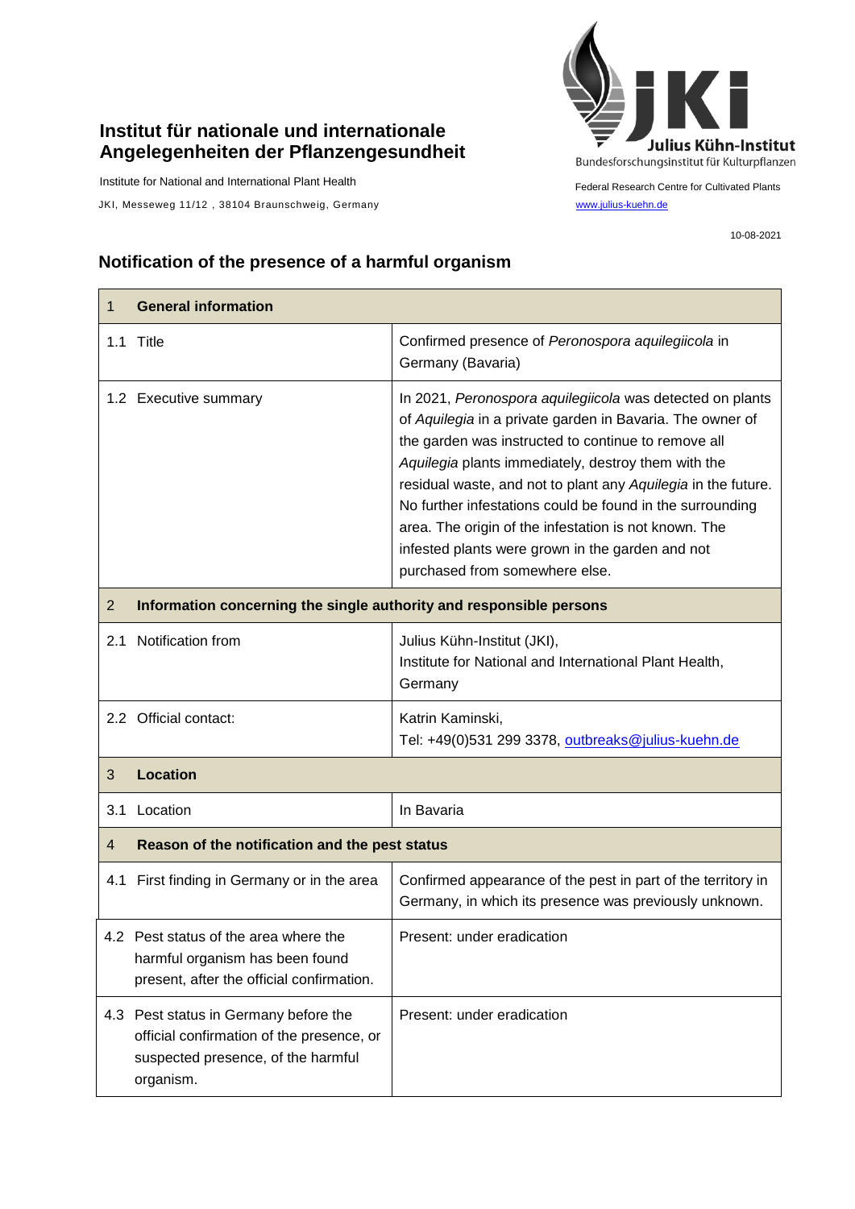# Institut für nationale und internationale Angelegenheiten der Pflanzengesundheit

Institute for National and International Plant Health

JKI, Messeweg 11/12 , 38104 Braunschweig, Germany

Julius Kühn-Institut
Bundesforschungsinstitut für Kulturpflanzen

Federal Research Centre for Cultivated Plants

www.julius-kuehn.de

10-08-2021

## Notification of the presence of a harmful organism

| 1 **General information** | |
|---|---|
| 1.1 Title | Confirmed presence of *Peronospora aquilegiicola* in Germany (Bavaria) |
| 1.2 Executive summary | In 2021, *Peronospora aquilegiicola* was detected on plants of *Aquilegia* in a private garden in Bavaria. The owner of the garden was instructed to continue to remove all *Aquilegia* plants immediately, destroy them with the residual waste, and not to plant any *Aquilegia* in the future. No further infestations could be found in the surrounding area. The origin of the infestation is not known. The infested plants were grown in the garden and not purchased from somewhere else. |
| 2 **Information concerning the single authority and responsible persons** | |
| 2.1 Notification from | Julius Kühn-Institut (JKI), Institute for National and International Plant Health, Germany |
| 2.2 Official contact: | Katrin Kaminski, Tel: +49(0)531 299 3378, outbreaks@julius-kuehn.de |
| 3 **Location** | |
| 3.1 Location | In Bavaria |
| 4 **Reason of the notification and the pest status** | |
| 4.1 First finding in Germany or in the area | Confirmed appearance of the pest in part of the territory in Germany, in which its presence was previously unknown. |
| 4.2 Pest status of the area where the harmful organism has been found present, after the official confirmation. | Present: under eradication |
| 4.3 Pest status in Germany before the official confirmation of the presence, or suspected presence, of the harmful organism. | Present: under eradication |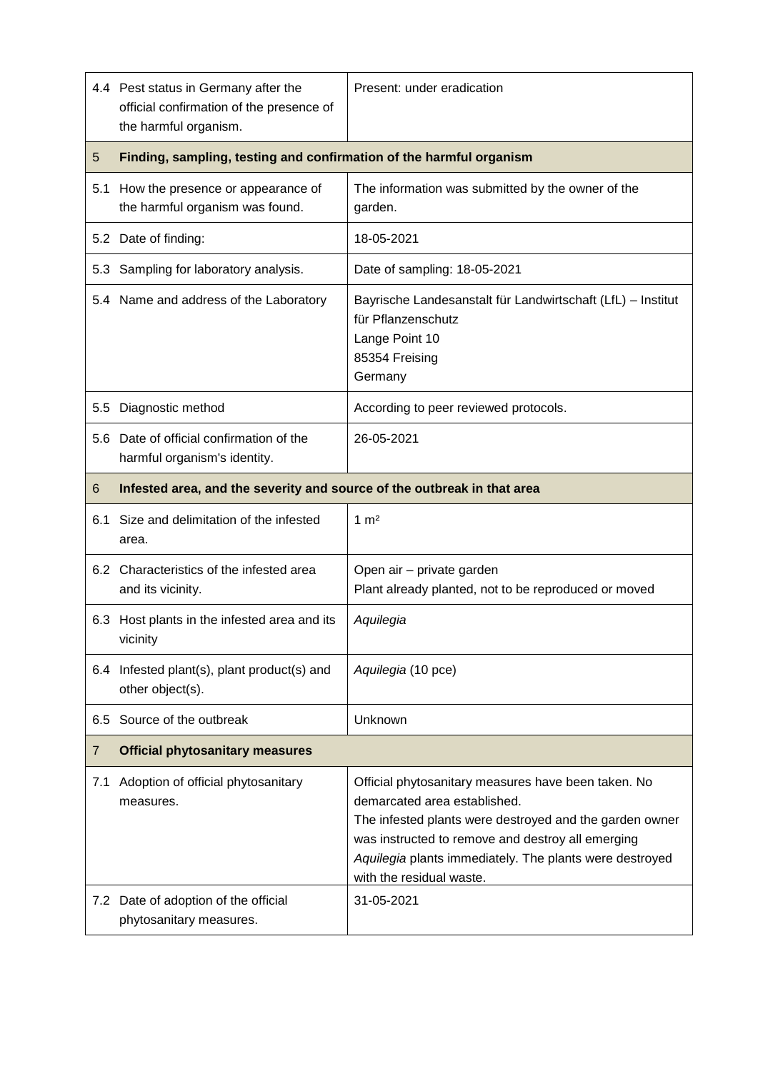| | | |
|---|---|---|
| 4.4 | Pest status in Germany after the official confirmation of the presence of the harmful organism. | Present: under eradication |
| **5** | **Finding, sampling, testing and confirmation of the harmful organism** | |
| 5.1 | How the presence or appearance of the harmful organism was found. | The information was submitted by the owner of the garden. |
| 5.2 | Date of finding: | 18-05-2021 |
| 5.3 | Sampling for laboratory analysis. | Date of sampling: 18-05-2021 |
| 5.4 | Name and address of the Laboratory | Bayrische Landesanstalt für Landwirtschaft (LfL) – Institut für Pflanzenschutz<br>Lange Point 10<br>85354 Freising<br>Germany |
| 5.5 | Diagnostic method | According to peer reviewed protocols. |
| 5.6 | Date of official confirmation of the harmful organism's identity. | 26-05-2021 |
| **6** | **Infested area, and the severity and source of the outbreak in that area** | |
| 6.1 | Size and delimitation of the infested area. | 1 m² |
| 6.2 | Characteristics of the infested area and its vicinity. | Open air – private garden<br>Plant already planted, not to be reproduced or moved |
| 6.3 | Host plants in the infested area and its vicinity | *Aquilegia* |
| 6.4 | Infested plant(s), plant product(s) and other object(s). | *Aquilegia* (10 pce) |
| 6.5 | Source of the outbreak | Unknown |
| **7** | **Official phytosanitary measures** | |
| 7.1 | Adoption of official phytosanitary measures. | Official phytosanitary measures have been taken. No demarcated area established.<br>The infested plants were destroyed and the garden owner was instructed to remove and destroy all emerging *Aquilegia* plants immediately. The plants were destroyed with the residual waste. |
| 7.2 | Date of adoption of the official phytosanitary measures. | 31-05-2021 |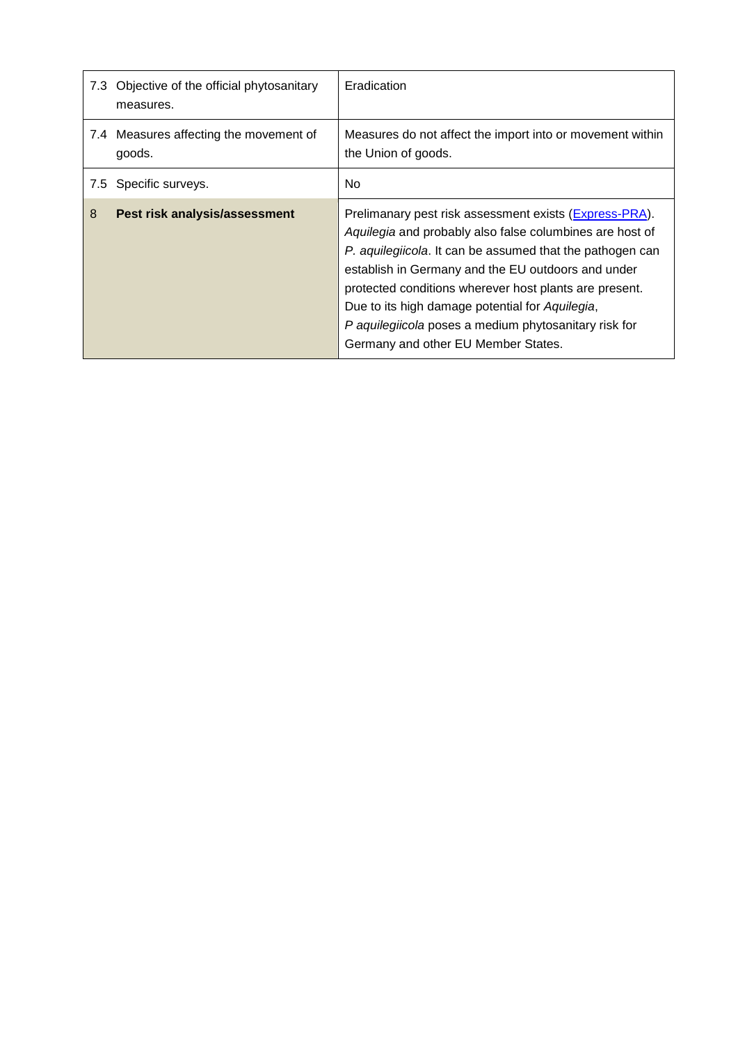| | |
|---|---|
| 7.3 Objective of the official phytosanitary measures. | Eradication |
| 7.4 Measures affecting the movement of goods. | Measures do not affect the import into or movement within the Union of goods. |
| 7.5 Specific surveys. | No |
| 8 **Pest risk analysis/assessment** | Prelimanary pest risk assessment exists (Express-PRA). *Aquilegia* and probably also false columbines are host of *P. aquilegiicola*. It can be assumed that the pathogen can establish in Germany and the EU outdoors and under protected conditions wherever host plants are present. Due to its high damage potential for *Aquilegia*, *P aquilegiicola* poses a medium phytosanitary risk for Germany and other EU Member States. |